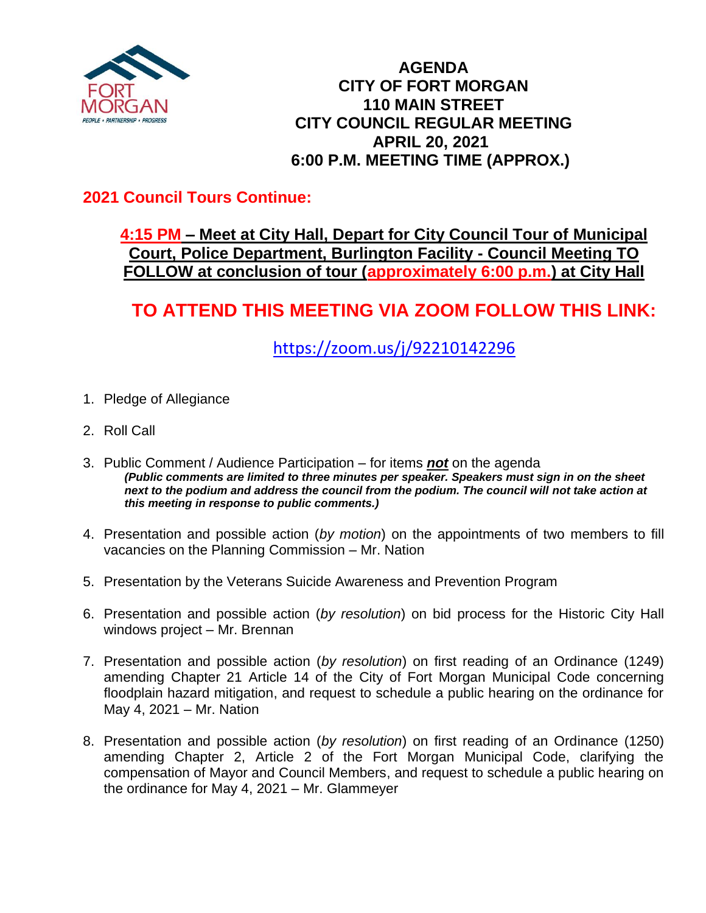# AGENDA
# CITY OF FORT MORGAN
# 110 MAIN STREET
# CITY COUNCIL REGULAR MEETING
# APRIL 20, 2021
# 6:00 P.M. MEETING TIME (APPROX.)

## 2021 Council Tours Continue:

**4:15 PM – Meet at City Hall, Depart for City Council Tour of Municipal Court, Police Department, Burlington Facility - Council Meeting TO FOLLOW at conclusion of tour (approximately 6:00 p.m.) at City Hall**

## TO ATTEND THIS MEETING VIA ZOOM FOLLOW THIS LINK:

https://zoom.us/j/92210142296

1. Pledge of Allegiance

2. Roll Call

3. Public Comment / Audience Participation – for items ***not*** on the agenda
   ***(Public comments are limited to three minutes per speaker. Speakers must sign in on the sheet next to the podium and address the council from the podium. The council will not take action at this meeting in response to public comments.)***

4. Presentation and possible action (*by motion*) on the appointments of two members to fill vacancies on the Planning Commission – Mr. Nation

5. Presentation by the Veterans Suicide Awareness and Prevention Program

6. Presentation and possible action (*by resolution*) on bid process for the Historic City Hall windows project – Mr. Brennan

7. Presentation and possible action (*by resolution*) on first reading of an Ordinance (1249) amending Chapter 21 Article 14 of the City of Fort Morgan Municipal Code concerning floodplain hazard mitigation, and request to schedule a public hearing on the ordinance for May 4, 2021 – Mr. Nation

8. Presentation and possible action (*by resolution*) on first reading of an Ordinance (1250) amending Chapter 2, Article 2 of the Fort Morgan Municipal Code, clarifying the compensation of Mayor and Council Members, and request to schedule a public hearing on the ordinance for May 4, 2021 – Mr. Glammeyer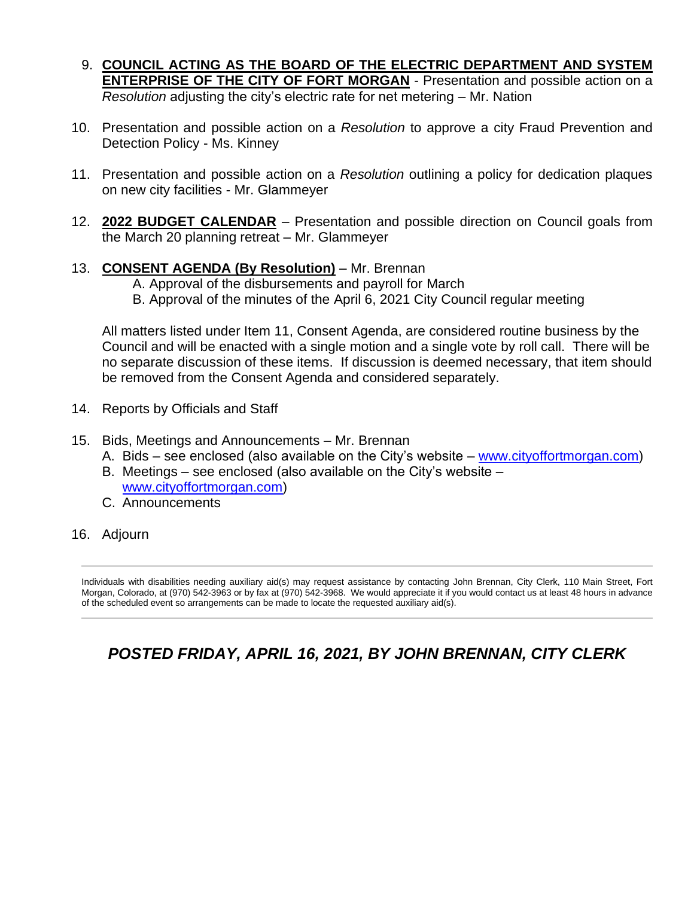9. **COUNCIL ACTING AS THE BOARD OF THE ELECTRIC DEPARTMENT AND SYSTEM ENTERPRISE OF THE CITY OF FORT MORGAN** - Presentation and possible action on a *Resolution* adjusting the city's electric rate for net metering – Mr. Nation

10. Presentation and possible action on a *Resolution* to approve a city Fraud Prevention and Detection Policy - Ms. Kinney

11. Presentation and possible action on a *Resolution* outlining a policy for dedication plaques on new city facilities - Mr. Glammeyer

12. **2022 BUDGET CALENDAR** – Presentation and possible direction on Council goals from the March 20 planning retreat – Mr. Glammeyer

13. **CONSENT AGENDA (By Resolution)** – Mr. Brennan
    A. Approval of the disbursements and payroll for March
    B. Approval of the minutes of the April 6, 2021 City Council regular meeting

    All matters listed under Item 11, Consent Agenda, are considered routine business by the Council and will be enacted with a single motion and a single vote by roll call. There will be no separate discussion of these items. If discussion is deemed necessary, that item should be removed from the Consent Agenda and considered separately.

14. Reports by Officials and Staff

15. Bids, Meetings and Announcements – Mr. Brennan
    A. Bids – see enclosed (also available on the City's website – www.cityoffortmorgan.com)
    B. Meetings – see enclosed (also available on the City's website – www.cityoffortmorgan.com)
    C. Announcements

16. Adjourn

---

Individuals with disabilities needing auxiliary aid(s) may request assistance by contacting John Brennan, City Clerk, 110 Main Street, Fort Morgan, Colorado, at (970) 542-3963 or by fax at (970) 542-3968. We would appreciate it if you would contact us at least 48 hours in advance of the scheduled event so arrangements can be made to locate the requested auxiliary aid(s).

---

***POSTED FRIDAY, APRIL 16, 2021, BY JOHN BRENNAN, CITY CLERK***